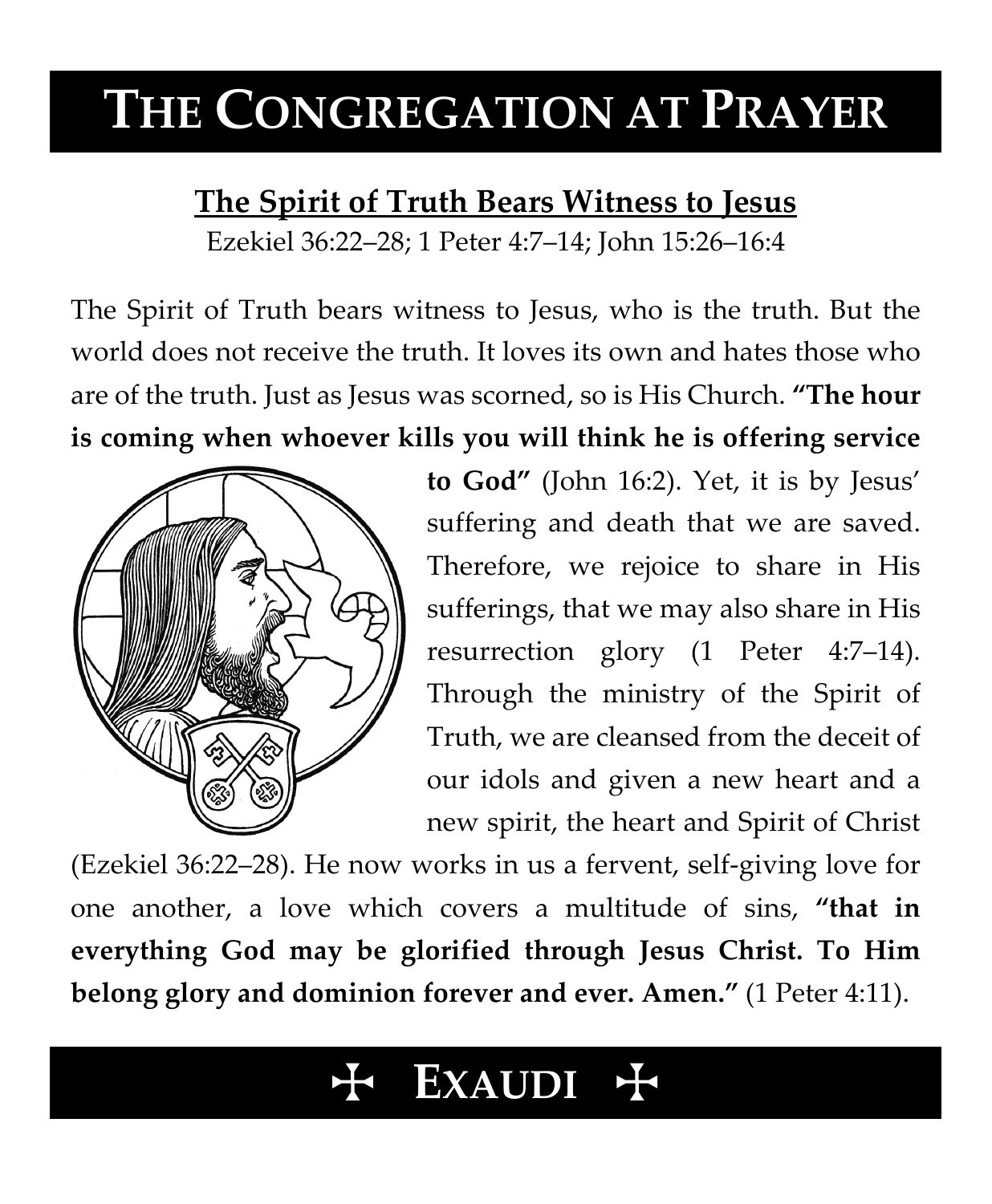# The Congregation at Prayer

## The Spirit of Truth Bears Witness to Jesus

Ezekiel 36:22–28; 1 Peter 4:7–14; John 15:26–16:4

The Spirit of Truth bears witness to Jesus, who is the truth. But the world does not receive the truth. It loves its own and hates those who are of the truth. Just as Jesus was scorned, so is His Church. **"The hour is coming when whoever kills you will think he is offering service to God"** (John 16:2). Yet, it is by Jesus' suffering and death that we are saved. Therefore, we rejoice to share in His sufferings, that we may also share in His resurrection glory (1 Peter 4:7–14). Through the ministry of the Spirit of Truth, we are cleansed from the deceit of our idols and given a new heart and a new spirit, the heart and Spirit of Christ (Ezekiel 36:22–28). He now works in us a fervent, self-giving love for one another, a love which covers a multitude of sins, **"that in everything God may be glorified through Jesus Christ. To Him belong glory and dominion forever and ever. Amen."** (1 Peter 4:11).

## ✠ Exaudi ✠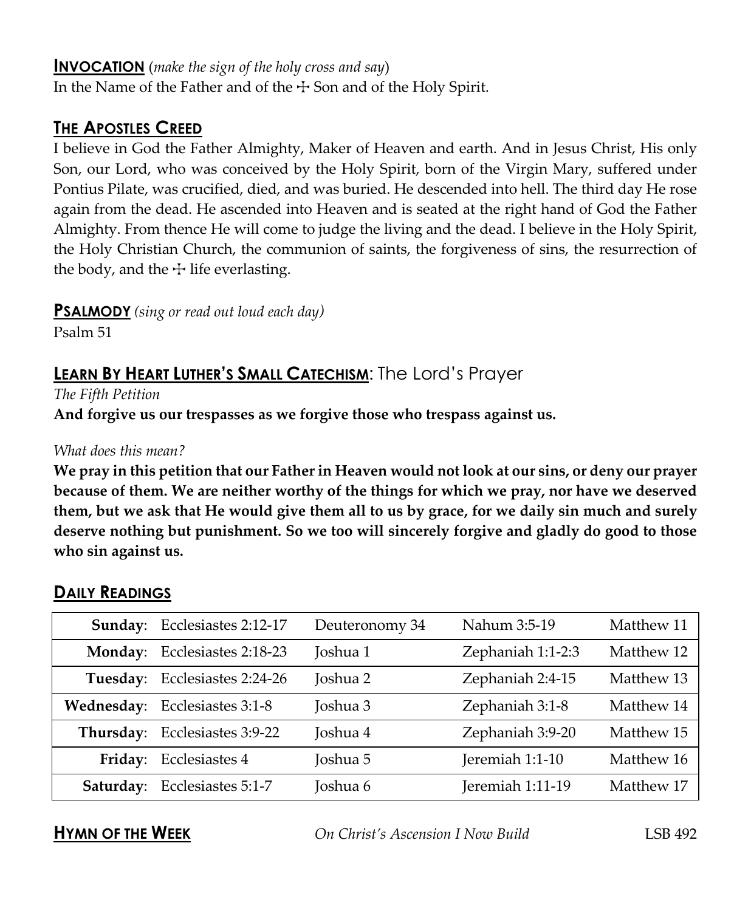## **INVOCATION** (*make the sign of the holy cross and say*)

In the Name of the Father and of the ☩ Son and of the Holy Spirit.

## **THE APOSTLES CREED**

I believe in God the Father Almighty, Maker of Heaven and earth. And in Jesus Christ, His only Son, our Lord, who was conceived by the Holy Spirit, born of the Virgin Mary, suffered under Pontius Pilate, was crucified, died, and was buried. He descended into hell. The third day He rose again from the dead. He ascended into Heaven and is seated at the right hand of God the Father Almighty. From thence He will come to judge the living and the dead. I believe in the Holy Spirit, the Holy Christian Church, the communion of saints, the forgiveness of sins, the resurrection of the body, and the ☩ life everlasting.

## **PSALMODY** *(sing or read out loud each day)*

Psalm 51

## **LEARN BY HEART LUTHER'S SMALL CATECHISM**: The Lord's Prayer

*The Fifth Petition*

**And forgive us our trespasses as we forgive those who trespass against us.**

*What does this mean?*

**We pray in this petition that our Father in Heaven would not look at our sins, or deny our prayer because of them. We are neither worthy of the things for which we pray, nor have we deserved them, but we ask that He would give them all to us by grace, for we daily sin much and surely deserve nothing but punishment. So we too will sincerely forgive and gladly do good to those who sin against us.**

## **DAILY READINGS**

| | | | | |
|---|---|---|---|---|
| **Sunday**: | Ecclesiastes 2:12-17 | Deuteronomy 34 | Nahum 3:5-19 | Matthew 11 |
| **Monday**: | Ecclesiastes 2:18-23 | Joshua 1 | Zephaniah 1:1-2:3 | Matthew 12 |
| **Tuesday**: | Ecclesiastes 2:24-26 | Joshua 2 | Zephaniah 2:4-15 | Matthew 13 |
| **Wednesday**: | Ecclesiastes 3:1-8 | Joshua 3 | Zephaniah 3:1-8 | Matthew 14 |
| **Thursday**: | Ecclesiastes 3:9-22 | Joshua 4 | Zephaniah 3:9-20 | Matthew 15 |
| **Friday**: | Ecclesiastes 4 | Joshua 5 | Jeremiah 1:1-10 | Matthew 16 |
| **Saturday**: | Ecclesiastes 5:1-7 | Joshua 6 | Jeremiah 1:11-19 | Matthew 17 |

## **HYMN OF THE WEEK** *On Christ's Ascension I Now Build* LSB 492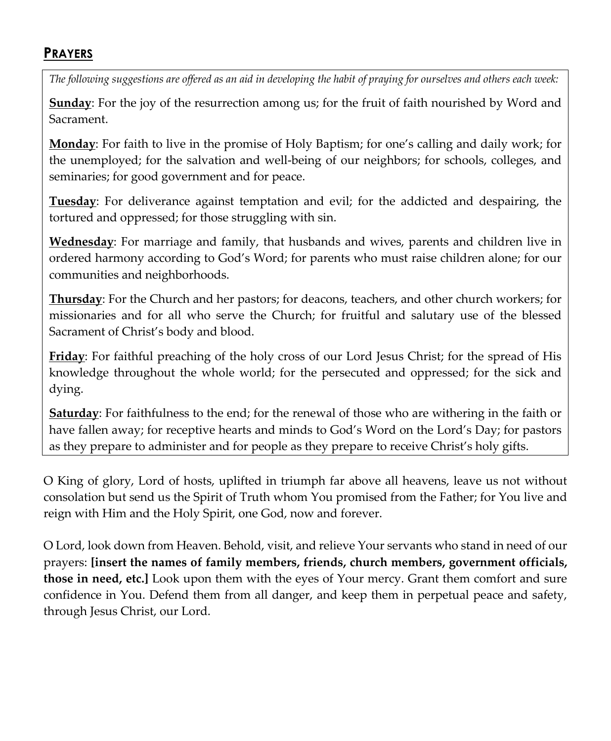## PRAYERS

*The following suggestions are offered as an aid in developing the habit of praying for ourselves and others each week:*

**Sunday**: For the joy of the resurrection among us; for the fruit of faith nourished by Word and Sacrament.

**Monday**: For faith to live in the promise of Holy Baptism; for one's calling and daily work; for the unemployed; for the salvation and well-being of our neighbors; for schools, colleges, and seminaries; for good government and for peace.

**Tuesday**: For deliverance against temptation and evil; for the addicted and despairing, the tortured and oppressed; for those struggling with sin.

**Wednesday**: For marriage and family, that husbands and wives, parents and children live in ordered harmony according to God's Word; for parents who must raise children alone; for our communities and neighborhoods.

**Thursday**: For the Church and her pastors; for deacons, teachers, and other church workers; for missionaries and for all who serve the Church; for fruitful and salutary use of the blessed Sacrament of Christ's body and blood.

**Friday**: For faithful preaching of the holy cross of our Lord Jesus Christ; for the spread of His knowledge throughout the whole world; for the persecuted and oppressed; for the sick and dying.

**Saturday**: For faithfulness to the end; for the renewal of those who are withering in the faith or have fallen away; for receptive hearts and minds to God's Word on the Lord's Day; for pastors as they prepare to administer and for people as they prepare to receive Christ's holy gifts.

O King of glory, Lord of hosts, uplifted in triumph far above all heavens, leave us not without consolation but send us the Spirit of Truth whom You promised from the Father; for You live and reign with Him and the Holy Spirit, one God, now and forever.

O Lord, look down from Heaven. Behold, visit, and relieve Your servants who stand in need of our prayers: **[insert the names of family members, friends, church members, government officials, those in need, etc.]** Look upon them with the eyes of Your mercy. Grant them comfort and sure confidence in You. Defend them from all danger, and keep them in perpetual peace and safety, through Jesus Christ, our Lord.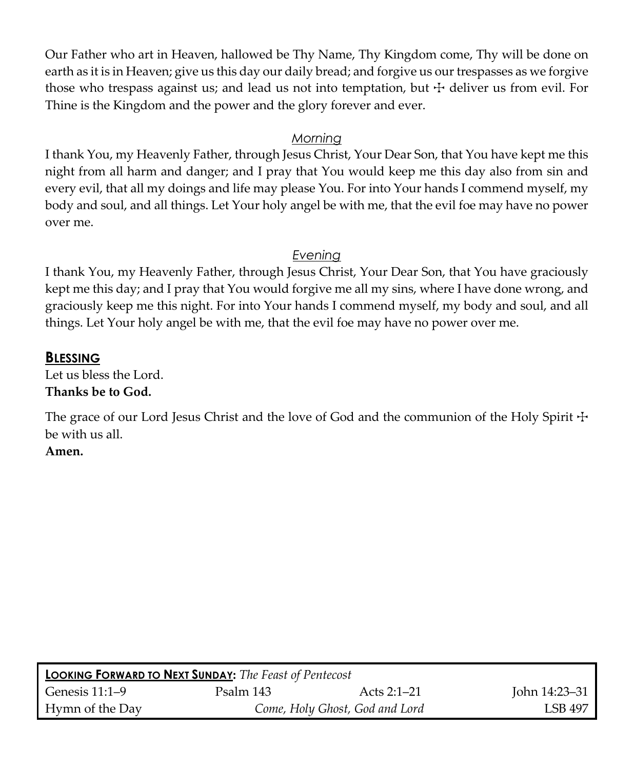Our Father who art in Heaven, hallowed be Thy Name, Thy Kingdom come, Thy will be done on earth as it is in Heaven; give us this day our daily bread; and forgive us our trespasses as we forgive those who trespass against us; and lead us not into temptation, but ☩ deliver us from evil. For Thine is the Kingdom and the power and the glory forever and ever.

*Morning*

I thank You, my Heavenly Father, through Jesus Christ, Your Dear Son, that You have kept me this night from all harm and danger; and I pray that You would keep me this day also from sin and every evil, that all my doings and life may please You. For into Your hands I commend myself, my body and soul, and all things. Let Your holy angel be with me, that the evil foe may have no power over me.

*Evening*

I thank You, my Heavenly Father, through Jesus Christ, Your Dear Son, that You have graciously kept me this day; and I pray that You would forgive me all my sins, where I have done wrong, and graciously keep me this night. For into Your hands I commend myself, my body and soul, and all things. Let Your holy angel be with me, that the evil foe may have no power over me.

## BLESSING

Let us bless the Lord.
**Thanks be to God.**

The grace of our Lord Jesus Christ and the love of God and the communion of the Holy Spirit ☩ be with us all.
**Amen.**

| **LOOKING FORWARD TO NEXT SUNDAY:** *The Feast of Pentecost* | | | |
|---|---|---|---|
| Genesis 11:1–9 | Psalm 143 | Acts 2:1–21 | John 14:23–31 |
| Hymn of the Day | *Come, Holy Ghost, God and Lord* | | LSB 497 |